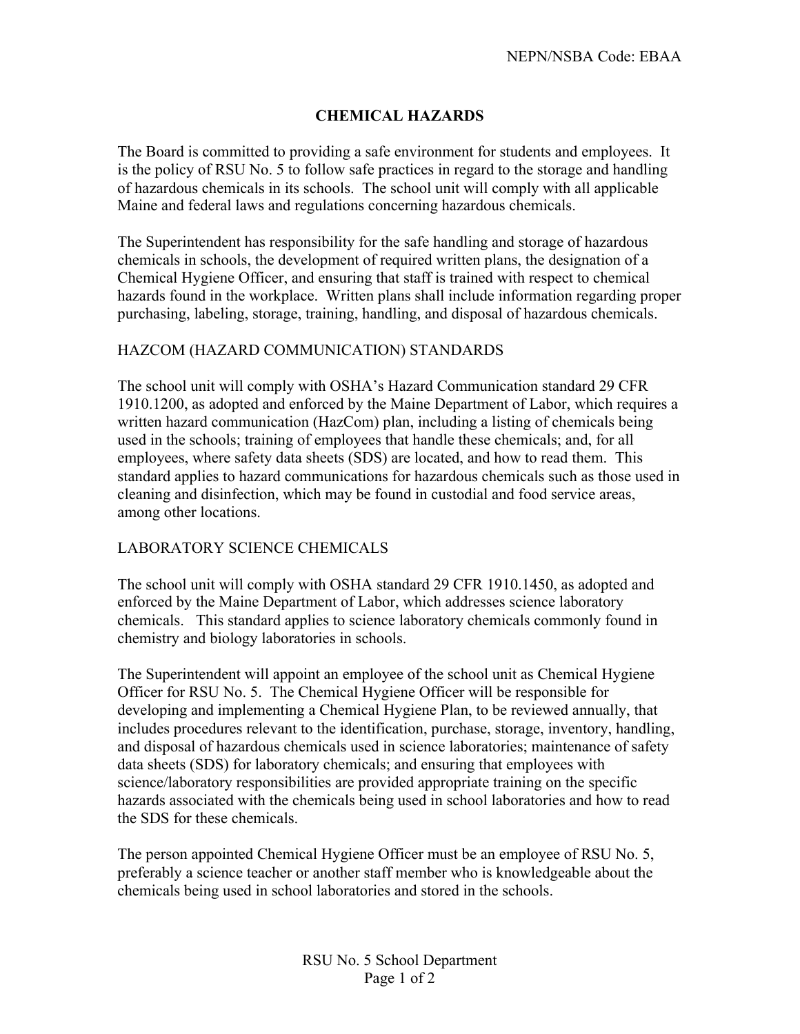NEPN/NSBA Code: EBAA

# CHEMICAL HAZARDS

The Board is committed to providing a safe environment for students and employees. It is the policy of RSU No. 5 to follow safe practices in regard to the storage and handling of hazardous chemicals in its schools. The school unit will comply with all applicable Maine and federal laws and regulations concerning hazardous chemicals.

The Superintendent has responsibility for the safe handling and storage of hazardous chemicals in schools, the development of required written plans, the designation of a Chemical Hygiene Officer, and ensuring that staff is trained with respect to chemical hazards found in the workplace. Written plans shall include information regarding proper purchasing, labeling, storage, training, handling, and disposal of hazardous chemicals.

## HAZCOM (HAZARD COMMUNICATION) STANDARDS

The school unit will comply with OSHA's Hazard Communication standard 29 CFR 1910.1200, as adopted and enforced by the Maine Department of Labor, which requires a written hazard communication (HazCom) plan, including a listing of chemicals being used in the schools; training of employees that handle these chemicals; and, for all employees, where safety data sheets (SDS) are located, and how to read them. This standard applies to hazard communications for hazardous chemicals such as those used in cleaning and disinfection, which may be found in custodial and food service areas, among other locations.

## LABORATORY SCIENCE CHEMICALS

The school unit will comply with OSHA standard 29 CFR 1910.1450, as adopted and enforced by the Maine Department of Labor, which addresses science laboratory chemicals. This standard applies to science laboratory chemicals commonly found in chemistry and biology laboratories in schools.

The Superintendent will appoint an employee of the school unit as Chemical Hygiene Officer for RSU No. 5. The Chemical Hygiene Officer will be responsible for developing and implementing a Chemical Hygiene Plan, to be reviewed annually, that includes procedures relevant to the identification, purchase, storage, inventory, handling, and disposal of hazardous chemicals used in science laboratories; maintenance of safety data sheets (SDS) for laboratory chemicals; and ensuring that employees with science/laboratory responsibilities are provided appropriate training on the specific hazards associated with the chemicals being used in school laboratories and how to read the SDS for these chemicals.

The person appointed Chemical Hygiene Officer must be an employee of RSU No. 5, preferably a science teacher or another staff member who is knowledgeable about the chemicals being used in school laboratories and stored in the schools.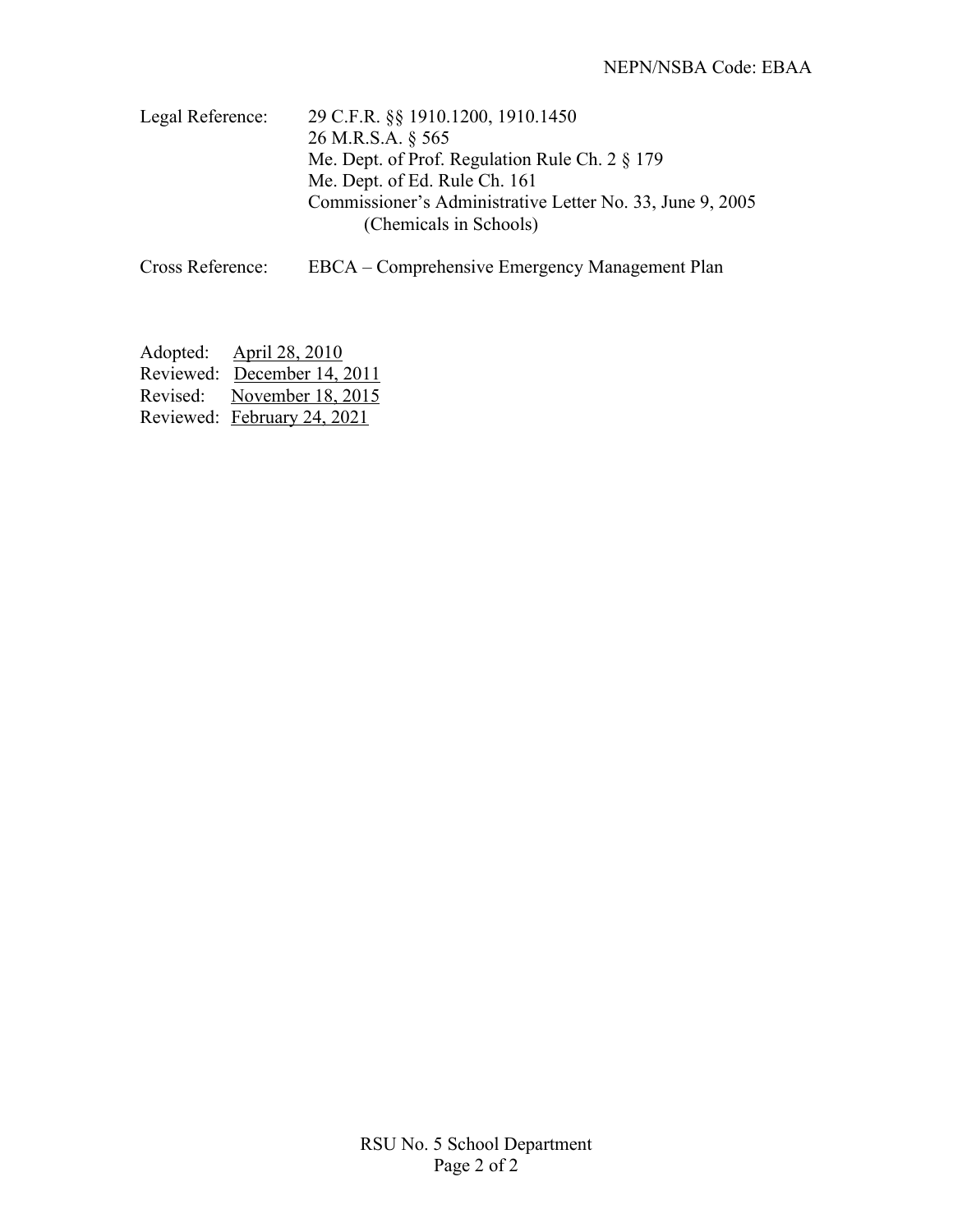NEPN/NSBA Code: EBAA

Legal Reference: 29 C.F.R. §§ 1910.1200, 1910.1450
26 M.R.S.A. § 565
Me. Dept. of Prof. Regulation Rule Ch. 2 § 179
Me. Dept. of Ed. Rule Ch. 161
Commissioner's Administrative Letter No. 33, June 9, 2005 (Chemicals in Schools)

Cross Reference: EBCA – Comprehensive Emergency Management Plan

Adopted: April 28, 2010
Reviewed: December 14, 2011
Revised: November 18, 2015
Reviewed: February 24, 2021

RSU No. 5 School Department